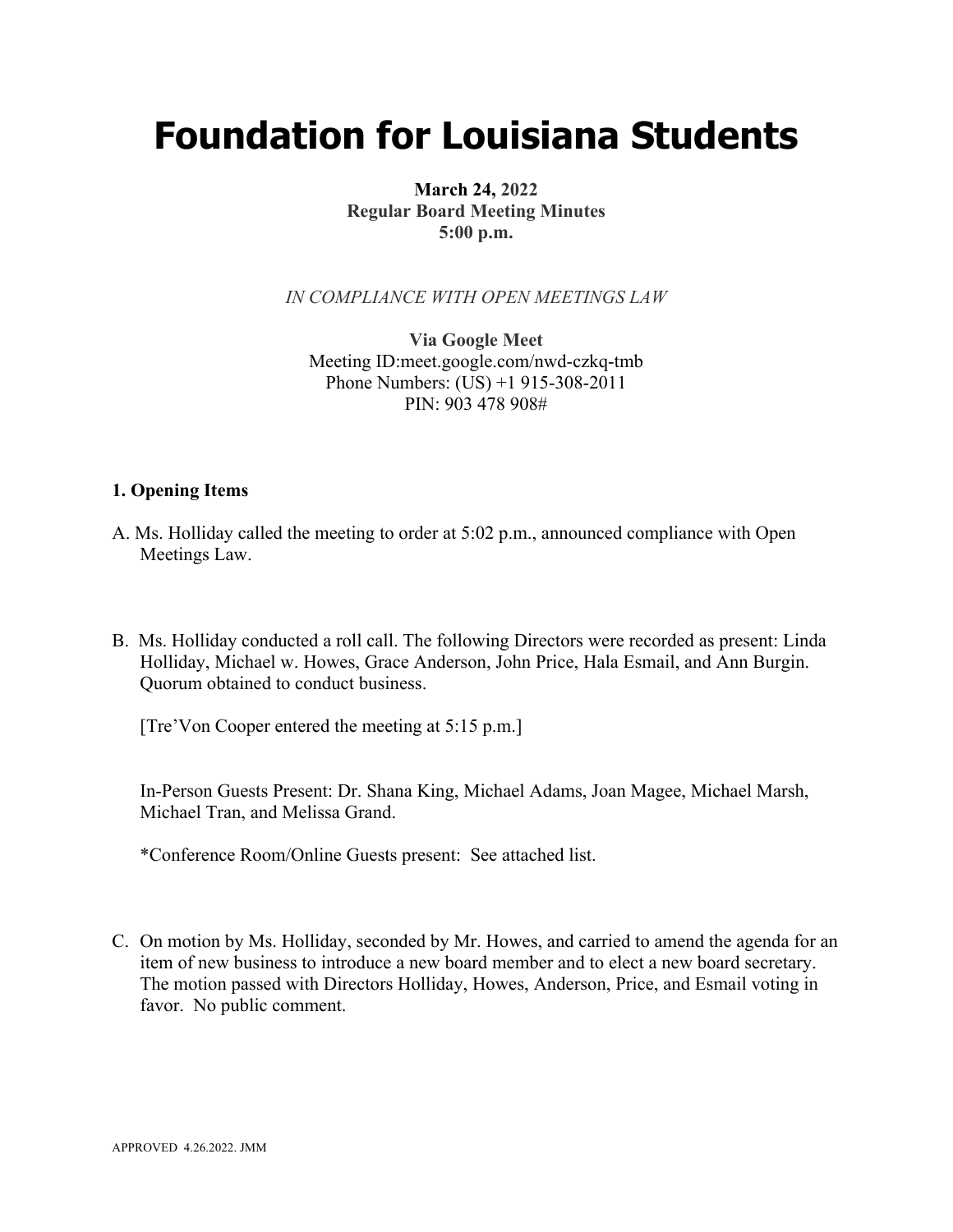# Foundation for Louisiana Students

**March 24, 2022**
**Regular Board Meeting Minutes**
**5:00 p.m.**

*IN COMPLIANCE WITH OPEN MEETINGS LAW*

**Via Google Meet**
Meeting ID:meet.google.com/nwd-czkq-tmb
Phone Numbers: (US) +1 915-308-2011
PIN: 903 478 908#

## 1. Opening Items

A. Ms. Holliday called the meeting to order at 5:02 p.m., announced compliance with Open Meetings Law.

B. Ms. Holliday conducted a roll call. The following Directors were recorded as present: Linda Holliday, Michael w. Howes, Grace Anderson, John Price, Hala Esmail, and Ann Burgin. Quorum obtained to conduct business.

[Tre'Von Cooper entered the meeting at 5:15 p.m.]

In-Person Guests Present: Dr. Shana King, Michael Adams, Joan Magee, Michael Marsh, Michael Tran, and Melissa Grand.

*Conference Room/Online Guests present: See attached list.

C. On motion by Ms. Holliday, seconded by Mr. Howes, and carried to amend the agenda for an item of new business to introduce a new board member and to elect a new board secretary. The motion passed with Directors Holliday, Howes, Anderson, Price, and Esmail voting in favor. No public comment.

APPROVED 4.26.2022. JMM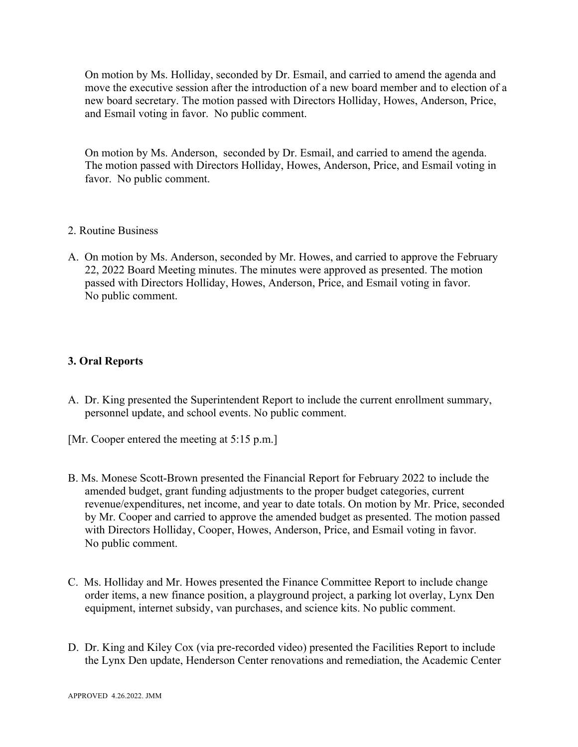On motion by Ms. Holliday, seconded by Dr. Esmail, and carried to amend the agenda and move the executive session after the introduction of a new board member and to election of a new board secretary. The motion passed with Directors Holliday, Howes, Anderson, Price, and Esmail voting in favor. No public comment.

On motion by Ms. Anderson, seconded by Dr. Esmail, and carried to amend the agenda. The motion passed with Directors Holliday, Howes, Anderson, Price, and Esmail voting in favor. No public comment.

2. Routine Business

A. On motion by Ms. Anderson, seconded by Mr. Howes, and carried to approve the February 22, 2022 Board Meeting minutes. The minutes were approved as presented. The motion passed with Directors Holliday, Howes, Anderson, Price, and Esmail voting in favor. No public comment.

**3. Oral Reports**

A. Dr. King presented the Superintendent Report to include the current enrollment summary, personnel update, and school events. No public comment.

[Mr. Cooper entered the meeting at 5:15 p.m.]

B. Ms. Monese Scott-Brown presented the Financial Report for February 2022 to include the amended budget, grant funding adjustments to the proper budget categories, current revenue/expenditures, net income, and year to date totals. On motion by Mr. Price, seconded by Mr. Cooper and carried to approve the amended budget as presented. The motion passed with Directors Holliday, Cooper, Howes, Anderson, Price, and Esmail voting in favor. No public comment.

C. Ms. Holliday and Mr. Howes presented the Finance Committee Report to include change order items, a new finance position, a playground project, a parking lot overlay, Lynx Den equipment, internet subsidy, van purchases, and science kits. No public comment.

D. Dr. King and Kiley Cox (via pre-recorded video) presented the Facilities Report to include the Lynx Den update, Henderson Center renovations and remediation, the Academic Center

APPROVED 4.26.2022. JMM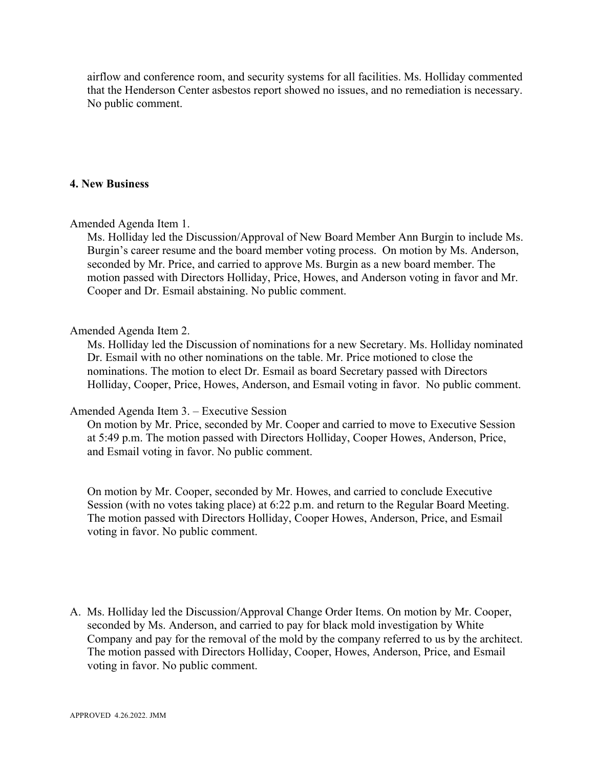airflow and conference room, and security systems for all facilities. Ms. Holliday commented that the Henderson Center asbestos report showed no issues, and no remediation is necessary. No public comment.

**4. New Business**

Amended Agenda Item 1.

Ms. Holliday led the Discussion/Approval of New Board Member Ann Burgin to include Ms. Burgin's career resume and the board member voting process. On motion by Ms. Anderson, seconded by Mr. Price, and carried to approve Ms. Burgin as a new board member. The motion passed with Directors Holliday, Price, Howes, and Anderson voting in favor and Mr. Cooper and Dr. Esmail abstaining. No public comment.

Amended Agenda Item 2.

Ms. Holliday led the Discussion of nominations for a new Secretary. Ms. Holliday nominated Dr. Esmail with no other nominations on the table. Mr. Price motioned to close the nominations. The motion to elect Dr. Esmail as board Secretary passed with Directors Holliday, Cooper, Price, Howes, Anderson, and Esmail voting in favor. No public comment.

Amended Agenda Item 3. – Executive Session

On motion by Mr. Price, seconded by Mr. Cooper and carried to move to Executive Session at 5:49 p.m. The motion passed with Directors Holliday, Cooper Howes, Anderson, Price, and Esmail voting in favor. No public comment.

On motion by Mr. Cooper, seconded by Mr. Howes, and carried to conclude Executive Session (with no votes taking place) at 6:22 p.m. and return to the Regular Board Meeting. The motion passed with Directors Holliday, Cooper Howes, Anderson, Price, and Esmail voting in favor. No public comment.

A. Ms. Holliday led the Discussion/Approval Change Order Items. On motion by Mr. Cooper, seconded by Ms. Anderson, and carried to pay for black mold investigation by White Company and pay for the removal of the mold by the company referred to us by the architect. The motion passed with Directors Holliday, Cooper, Howes, Anderson, Price, and Esmail voting in favor. No public comment.

APPROVED 4.26.2022. JMM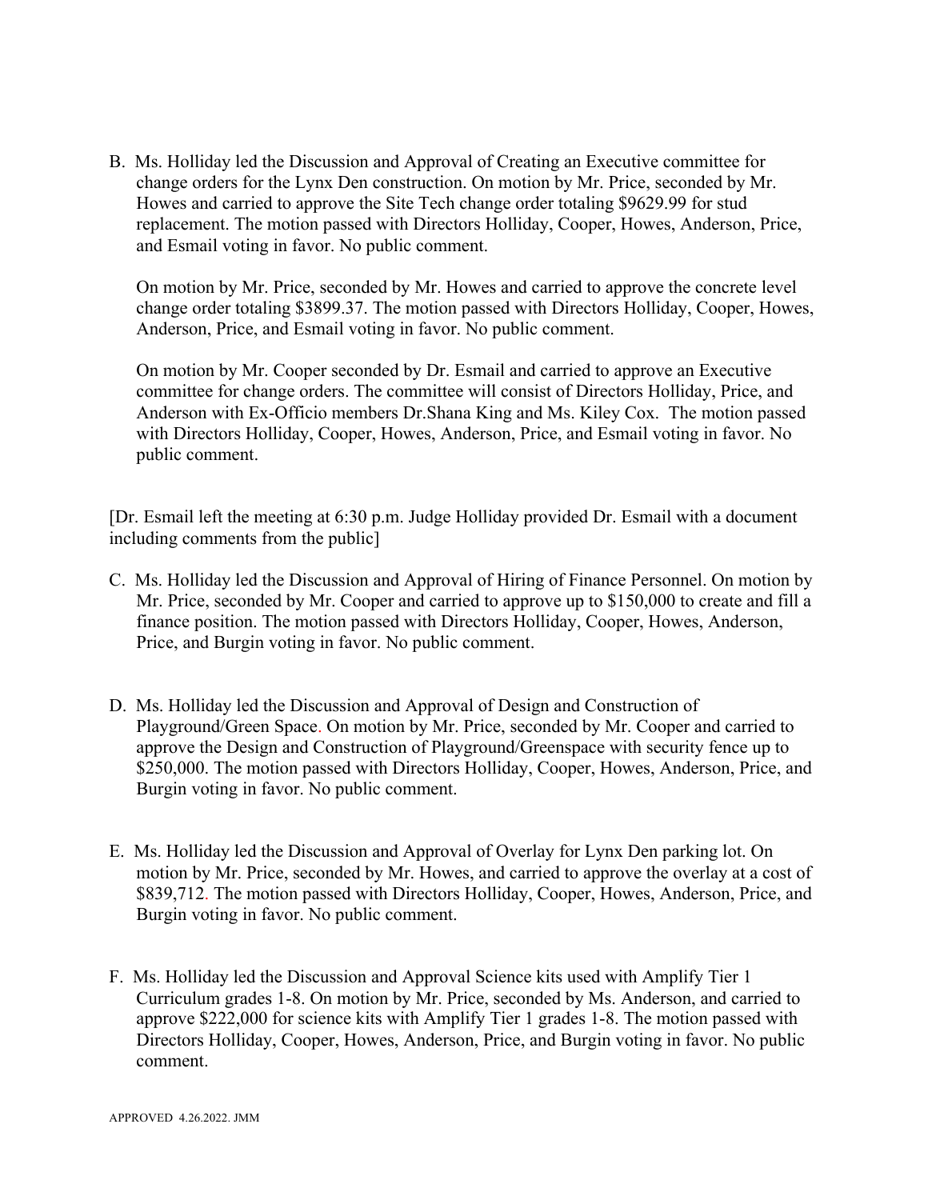B. Ms. Holliday led the Discussion and Approval of Creating an Executive committee for change orders for the Lynx Den construction. On motion by Mr. Price, seconded by Mr. Howes and carried to approve the Site Tech change order totaling $9629.99 for stud replacement. The motion passed with Directors Holliday, Cooper, Howes, Anderson, Price, and Esmail voting in favor. No public comment.

   On motion by Mr. Price, seconded by Mr. Howes and carried to approve the concrete level change order totaling $3899.37. The motion passed with Directors Holliday, Cooper, Howes, Anderson, Price, and Esmail voting in favor. No public comment.

   On motion by Mr. Cooper seconded by Dr. Esmail and carried to approve an Executive committee for change orders. The committee will consist of Directors Holliday, Price, and Anderson with Ex-Officio members Dr.Shana King and Ms. Kiley Cox. The motion passed with Directors Holliday, Cooper, Howes, Anderson, Price, and Esmail voting in favor. No public comment.

[Dr. Esmail left the meeting at 6:30 p.m. Judge Holliday provided Dr. Esmail with a document including comments from the public]

C. Ms. Holliday led the Discussion and Approval of Hiring of Finance Personnel. On motion by Mr. Price, seconded by Mr. Cooper and carried to approve up to $150,000 to create and fill a finance position. The motion passed with Directors Holliday, Cooper, Howes, Anderson, Price, and Burgin voting in favor. No public comment.

D. Ms. Holliday led the Discussion and Approval of Design and Construction of Playground/Green Space. On motion by Mr. Price, seconded by Mr. Cooper and carried to approve the Design and Construction of Playground/Greenspace with security fence up to $250,000. The motion passed with Directors Holliday, Cooper, Howes, Anderson, Price, and Burgin voting in favor. No public comment.

E. Ms. Holliday led the Discussion and Approval of Overlay for Lynx Den parking lot. On motion by Mr. Price, seconded by Mr. Howes, and carried to approve the overlay at a cost of $839,712. The motion passed with Directors Holliday, Cooper, Howes, Anderson, Price, and Burgin voting in favor. No public comment.

F. Ms. Holliday led the Discussion and Approval Science kits used with Amplify Tier 1 Curriculum grades 1-8. On motion by Mr. Price, seconded by Ms. Anderson, and carried to approve $222,000 for science kits with Amplify Tier 1 grades 1-8. The motion passed with Directors Holliday, Cooper, Howes, Anderson, Price, and Burgin voting in favor. No public comment.

APPROVED 4.26.2022. JMM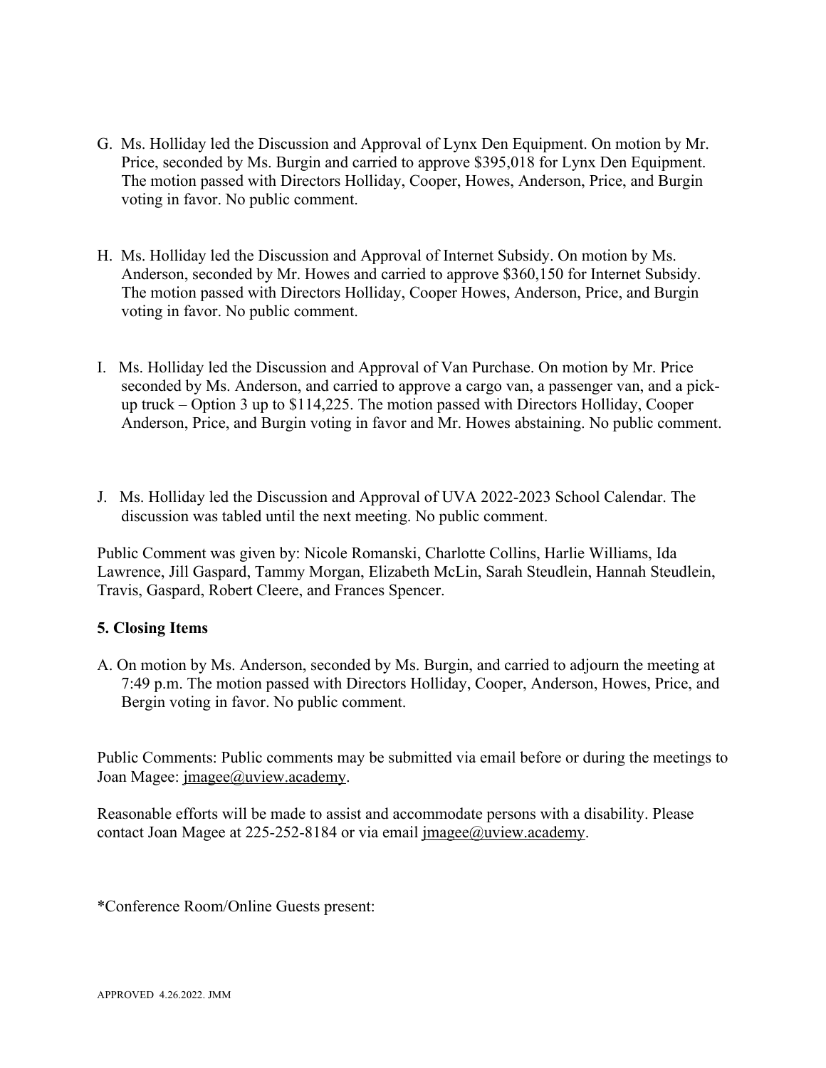G. Ms. Holliday led the Discussion and Approval of Lynx Den Equipment. On motion by Mr. Price, seconded by Ms. Burgin and carried to approve $395,018 for Lynx Den Equipment. The motion passed with Directors Holliday, Cooper, Howes, Anderson, Price, and Burgin voting in favor. No public comment.

H. Ms. Holliday led the Discussion and Approval of Internet Subsidy. On motion by Ms. Anderson, seconded by Mr. Howes and carried to approve $360,150 for Internet Subsidy. The motion passed with Directors Holliday, Cooper Howes, Anderson, Price, and Burgin voting in favor. No public comment.

I. Ms. Holliday led the Discussion and Approval of Van Purchase. On motion by Mr. Price seconded by Ms. Anderson, and carried to approve a cargo van, a passenger van, and a pick-up truck – Option 3 up to $114,225. The motion passed with Directors Holliday, Cooper Anderson, Price, and Burgin voting in favor and Mr. Howes abstaining. No public comment.

J. Ms. Holliday led the Discussion and Approval of UVA 2022-2023 School Calendar. The discussion was tabled until the next meeting. No public comment.

Public Comment was given by: Nicole Romanski, Charlotte Collins, Harlie Williams, Ida Lawrence, Jill Gaspard, Tammy Morgan, Elizabeth McLin, Sarah Steudlein, Hannah Steudlein, Travis, Gaspard, Robert Cleere, and Frances Spencer.

**5. Closing Items**

A. On motion by Ms. Anderson, seconded by Ms. Burgin, and carried to adjourn the meeting at 7:49 p.m. The motion passed with Directors Holliday, Cooper, Anderson, Howes, Price, and Bergin voting in favor. No public comment.

Public Comments: Public comments may be submitted via email before or during the meetings to Joan Magee: jmagee@uview.academy.

Reasonable efforts will be made to assist and accommodate persons with a disability. Please contact Joan Magee at 225-252-8184 or via email jmagee@uview.academy.

*Conference Room/Online Guests present:

APPROVED 4.26.2022. JMM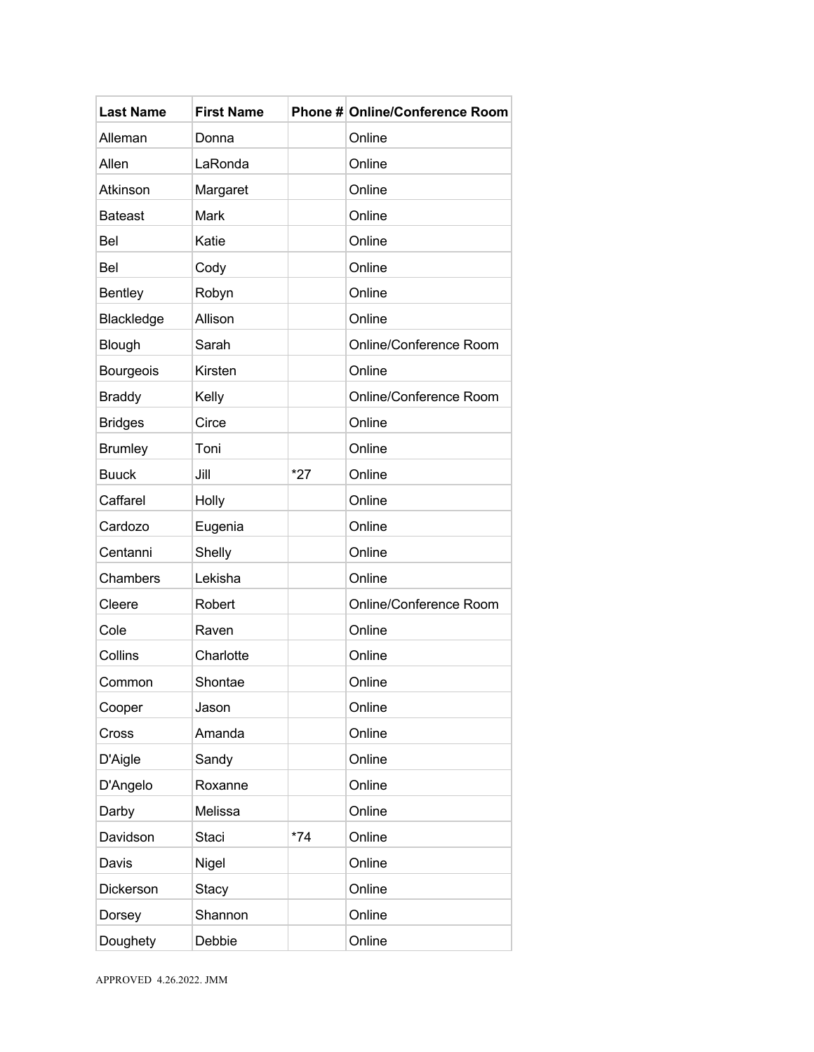| Last Name | First Name | Phone # | Online/Conference Room |
|---|---|---|---|
| Alleman | Donna | | Online |
| Allen | LaRonda | | Online |
| Atkinson | Margaret | | Online |
| Bateast | Mark | | Online |
| Bel | Katie | | Online |
| Bel | Cody | | Online |
| Bentley | Robyn | | Online |
| Blackledge | Allison | | Online |
| Blough | Sarah | | Online/Conference Room |
| Bourgeois | Kirsten | | Online |
| Braddy | Kelly | | Online/Conference Room |
| Bridges | Circe | | Online |
| Brumley | Toni | | Online |
| Buuck | Jill | *27 | Online |
| Caffarel | Holly | | Online |
| Cardozo | Eugenia | | Online |
| Centanni | Shelly | | Online |
| Chambers | Lekisha | | Online |
| Cleere | Robert | | Online/Conference Room |
| Cole | Raven | | Online |
| Collins | Charlotte | | Online |
| Common | Shontae | | Online |
| Cooper | Jason | | Online |
| Cross | Amanda | | Online |
| D'Aigle | Sandy | | Online |
| D'Angelo | Roxanne | | Online |
| Darby | Melissa | | Online |
| Davidson | Staci | *74 | Online |
| Davis | Nigel | | Online |
| Dickerson | Stacy | | Online |
| Dorsey | Shannon | | Online |
| Doughety | Debbie | | Online |

APPROVED 4.26.2022. JMM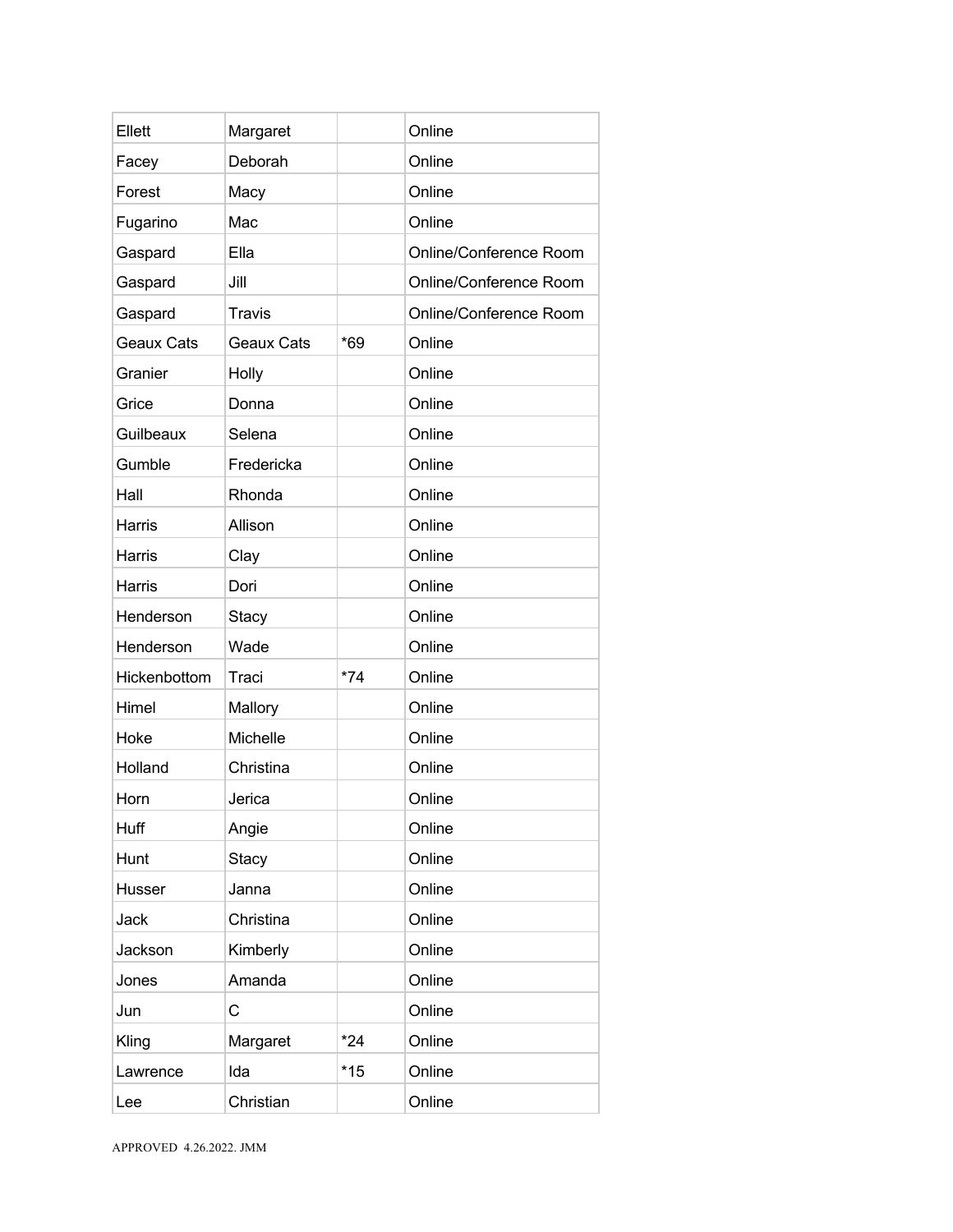| Ellett | Margaret | | Online |
|---|---|---|---|
| Facey | Deborah | | Online |
| Forest | Macy | | Online |
| Fugarino | Mac | | Online |
| Gaspard | Ella | | Online/Conference Room |
| Gaspard | Jill | | Online/Conference Room |
| Gaspard | Travis | | Online/Conference Room |
| Geaux Cats | Geaux Cats | *69 | Online |
| Granier | Holly | | Online |
| Grice | Donna | | Online |
| Guilbeaux | Selena | | Online |
| Gumble | Fredericka | | Online |
| Hall | Rhonda | | Online |
| Harris | Allison | | Online |
| Harris | Clay | | Online |
| Harris | Dori | | Online |
| Henderson | Stacy | | Online |
| Henderson | Wade | | Online |
| Hickenbottom | Traci | *74 | Online |
| Himel | Mallory | | Online |
| Hoke | Michelle | | Online |
| Holland | Christina | | Online |
| Horn | Jerica | | Online |
| Huff | Angie | | Online |
| Hunt | Stacy | | Online |
| Husser | Janna | | Online |
| Jack | Christina | | Online |
| Jackson | Kimberly | | Online |
| Jones | Amanda | | Online |
| Jun | C | | Online |
| Kling | Margaret | *24 | Online |
| Lawrence | Ida | *15 | Online |
| Lee | Christian | | Online |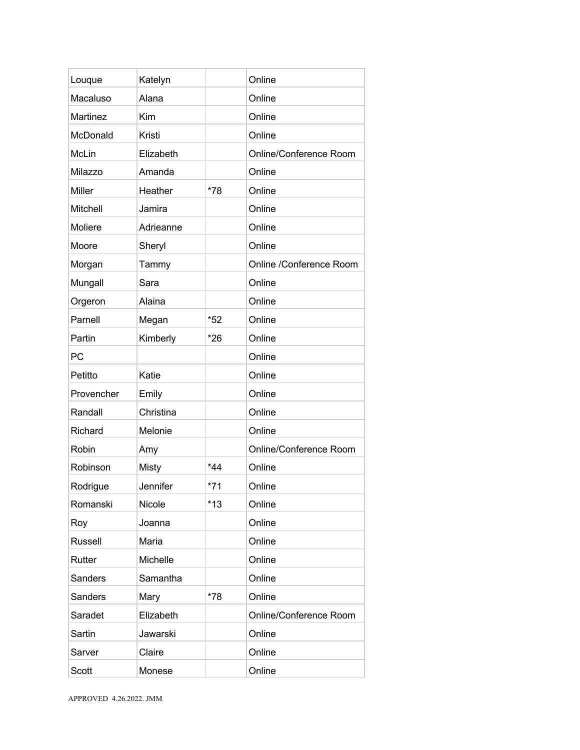| Louque | Katelyn | | Online |
|---|---|---|---|
| Macaluso | Alana | | Online |
| Martinez | Kim | | Online |
| McDonald | Kristi | | Online |
| McLin | Elizabeth | | Online/Conference Room |
| Milazzo | Amanda | | Online |
| Miller | Heather | *78 | Online |
| Mitchell | Jamira | | Online |
| Moliere | Adrieanne | | Online |
| Moore | Sheryl | | Online |
| Morgan | Tammy | | Online /Conference Room |
| Mungall | Sara | | Online |
| Orgeron | Alaina | | Online |
| Parnell | Megan | *52 | Online |
| Partin | Kimberly | *26 | Online |
| PC | | | Online |
| Petitto | Katie | | Online |
| Provencher | Emily | | Online |
| Randall | Christina | | Online |
| Richard | Melonie | | Online |
| Robin | Amy | | Online/Conference Room |
| Robinson | Misty | *44 | Online |
| Rodrigue | Jennifer | *71 | Online |
| Romanski | Nicole | *13 | Online |
| Roy | Joanna | | Online |
| Russell | Maria | | Online |
| Rutter | Michelle | | Online |
| Sanders | Samantha | | Online |
| Sanders | Mary | *78 | Online |
| Saradet | Elizabeth | | Online/Conference Room |
| Sartin | Jawarski | | Online |
| Sarver | Claire | | Online |
| Scott | Monese | | Online |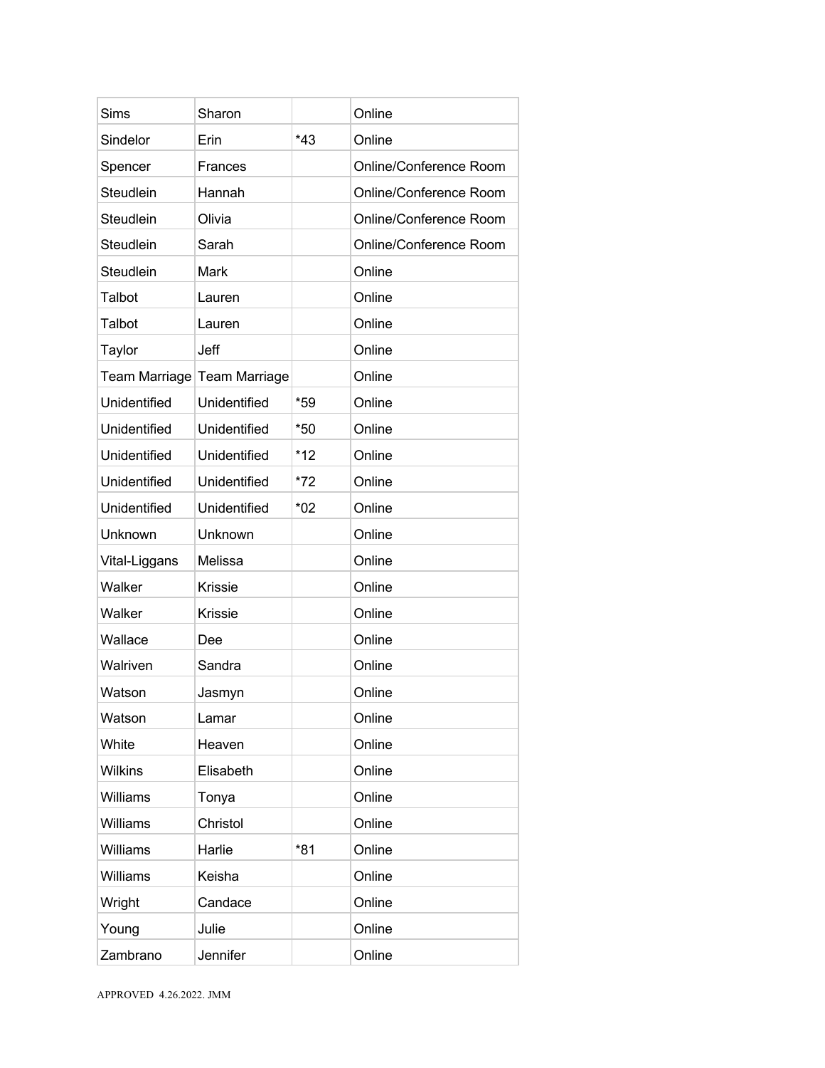| | | | |
|---|---|---|---|
| Sims | Sharon | | Online |
| Sindelor | Erin | *43 | Online |
| Spencer | Frances | | Online/Conference Room |
| Steudlein | Hannah | | Online/Conference Room |
| Steudlein | Olivia | | Online/Conference Room |
| Steudlein | Sarah | | Online/Conference Room |
| Steudlein | Mark | | Online |
| Talbot | Lauren | | Online |
| Talbot | Lauren | | Online |
| Taylor | Jeff | | Online |
| Team Marriage | Team Marriage | | Online |
| Unidentified | Unidentified | *59 | Online |
| Unidentified | Unidentified | *50 | Online |
| Unidentified | Unidentified | *12 | Online |
| Unidentified | Unidentified | *72 | Online |
| Unidentified | Unidentified | *02 | Online |
| Unknown | Unknown | | Online |
| Vital-Liggans | Melissa | | Online |
| Walker | Krissie | | Online |
| Walker | Krissie | | Online |
| Wallace | Dee | | Online |
| Walriven | Sandra | | Online |
| Watson | Jasmyn | | Online |
| Watson | Lamar | | Online |
| White | Heaven | | Online |
| Wilkins | Elisabeth | | Online |
| Williams | Tonya | | Online |
| Williams | Christol | | Online |
| Williams | Harlie | *81 | Online |
| Williams | Keisha | | Online |
| Wright | Candace | | Online |
| Young | Julie | | Online |
| Zambrano | Jennifer | | Online |

APPROVED 4.26.2022. JMM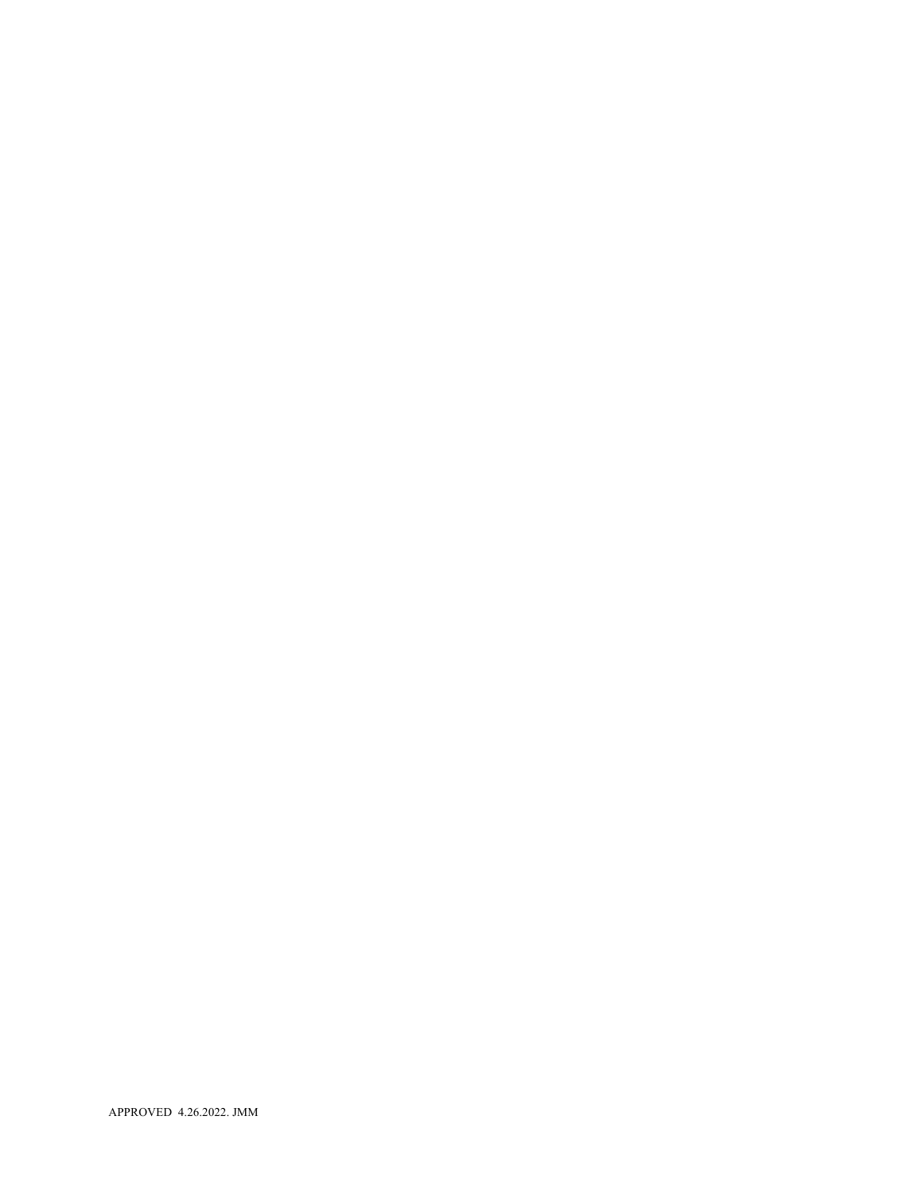APPROVED 4.26.2022. JMM